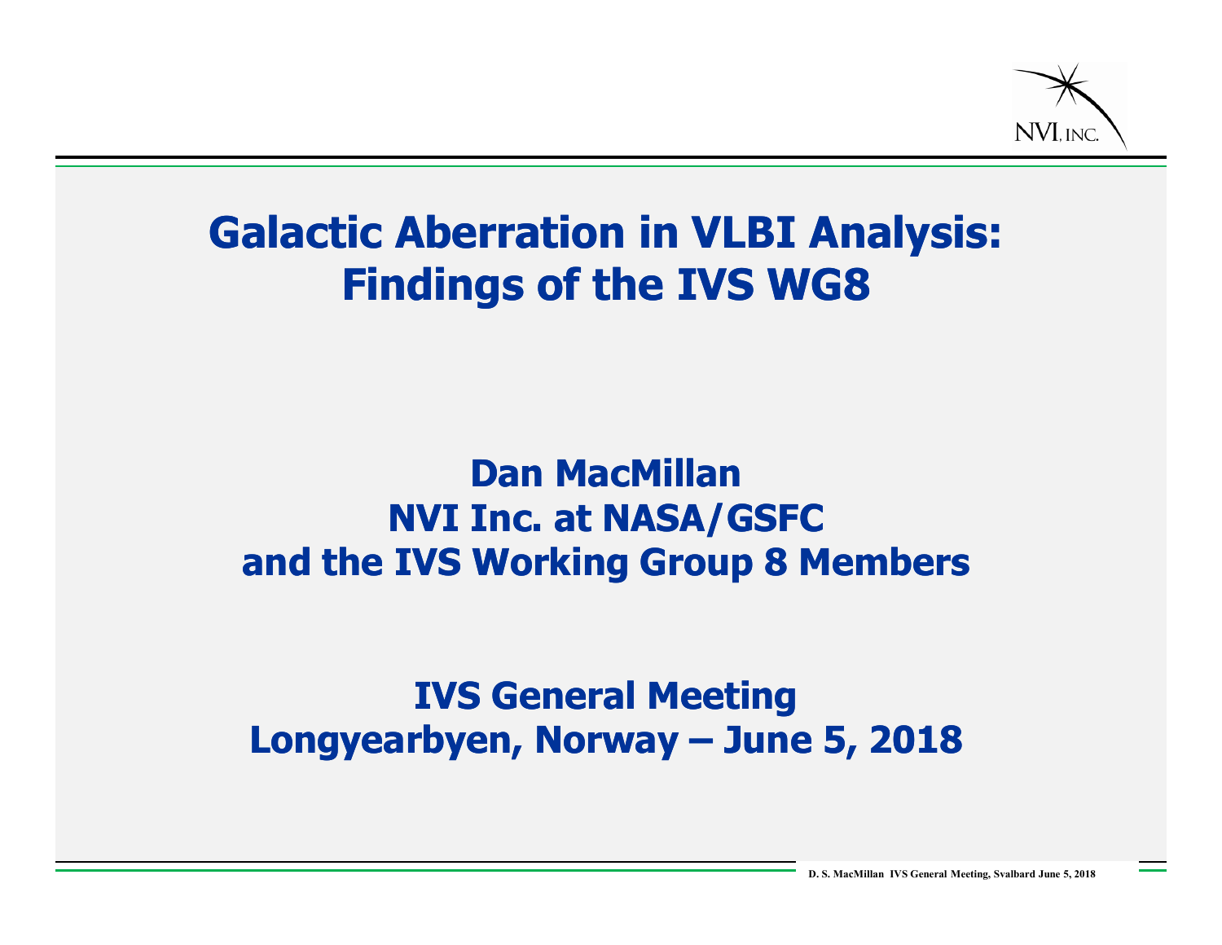# Galactic Aberration in VLBI Analysis: Findings of the IVS WG8

**Dan MacMillan**
**NVI Inc. at NASA/GSFC**
**and the IVS Working Group 8 Members**

**IVS General Meeting**
**Longyearbyen, Norway – June 5, 2018**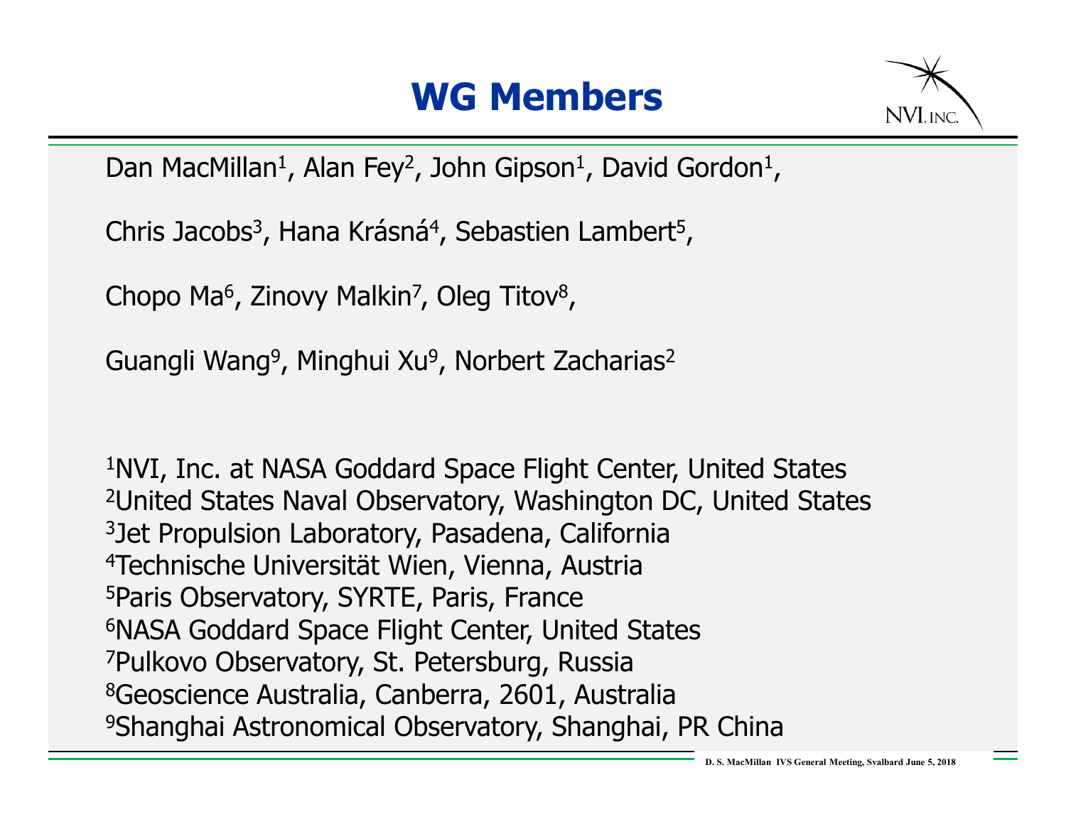# WG Members

Dan MacMillan[1], Alan Fey[2], John Gipson[1], David Gordon[1],

Chris Jacobs[3], Hana Krásná[4], Sebastien Lambert[5],

Chopo Ma[6], Zinovy Malkin[7], Oleg Titov[8],

Guangli Wang[9], Minghui Xu[9], Norbert Zacharias[2]

[1]NVI, Inc. at NASA Goddard Space Flight Center, United States
[2]United States Naval Observatory, Washington DC, United States
[3]Jet Propulsion Laboratory, Pasadena, California
[4]Technische Universität Wien, Vienna, Austria
[5]Paris Observatory, SYRTE, Paris, France
[6]NASA Goddard Space Flight Center, United States
[7]Pulkovo Observatory, St. Petersburg, Russia
[8]Geoscience Australia, Canberra, 2601, Australia
[9]Shanghai Astronomical Observatory, Shanghai, PR China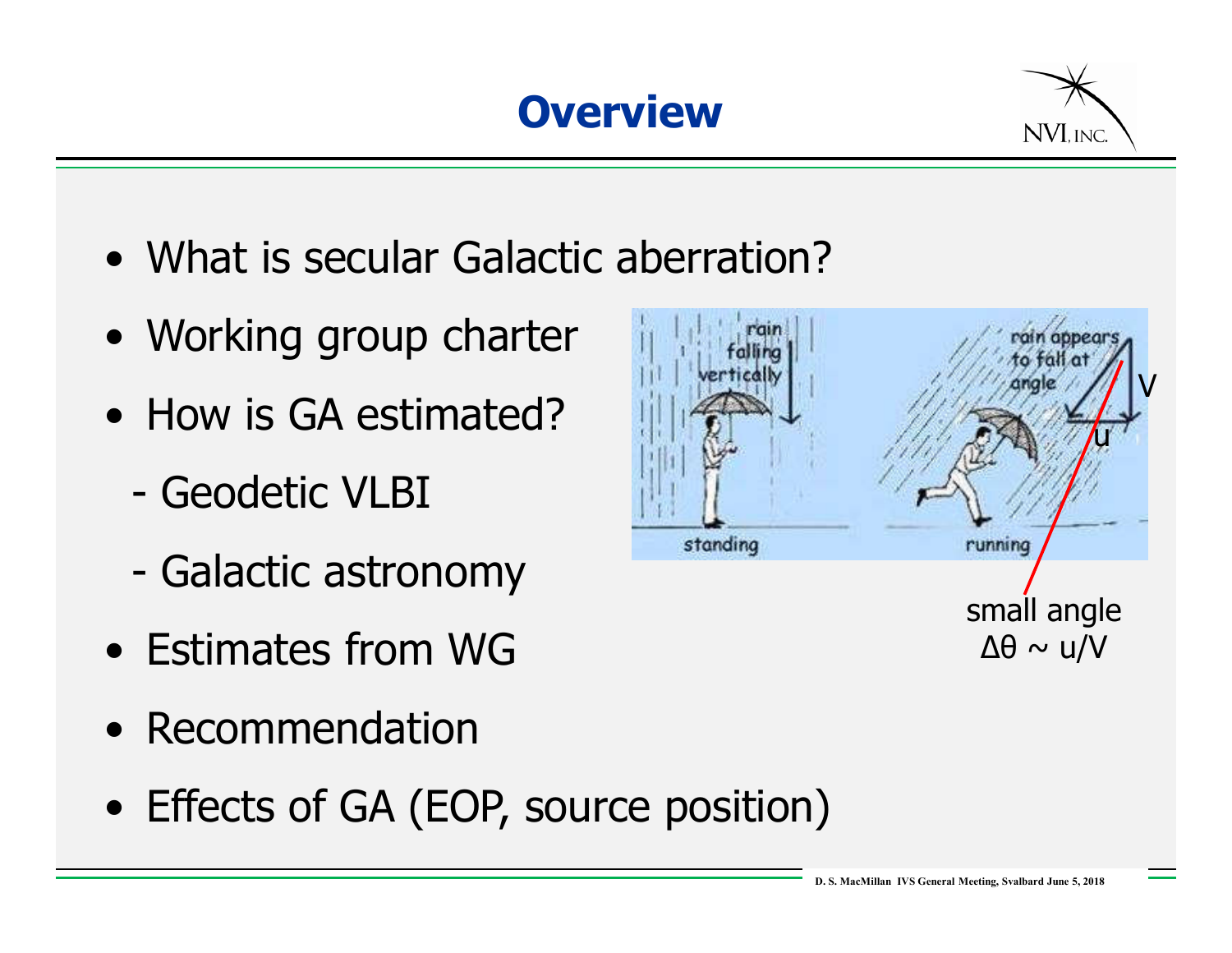# Overview

- What is secular Galactic aberration?
- Working group charter
- How is GA estimated?
  - Geodetic VLBI
  - Galactic astronomy
- Estimates from WG
- Recommendation
- Effects of GA (EOP, source position)

small angle
$\Delta\theta \sim u/V$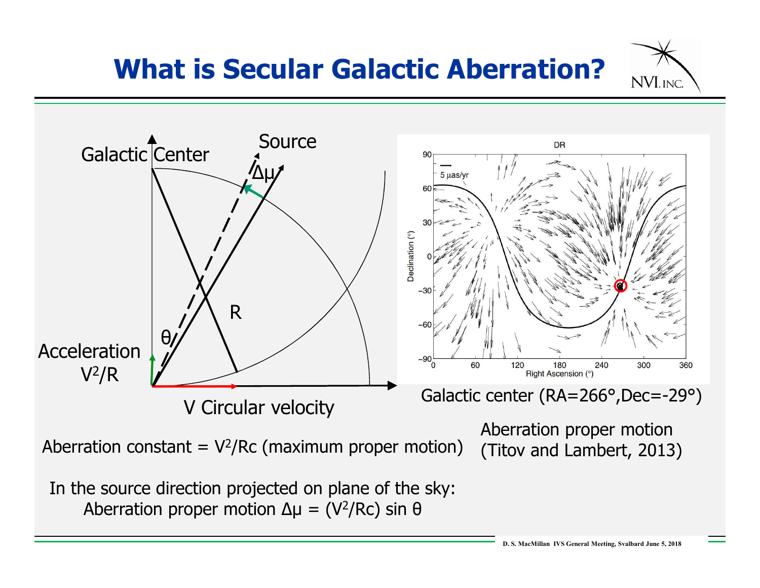# What is Secular Galactic Aberration?

Galactic center (RA=266°,Dec=-29°)

Aberration constant = $V^2/Rc$ (maximum proper motion)

Aberration proper motion (Titov and Lambert, 2013)

In the source direction projected on plane of the sky:

Aberration proper motion $\Delta\mu = (V^2/Rc) \sin\theta$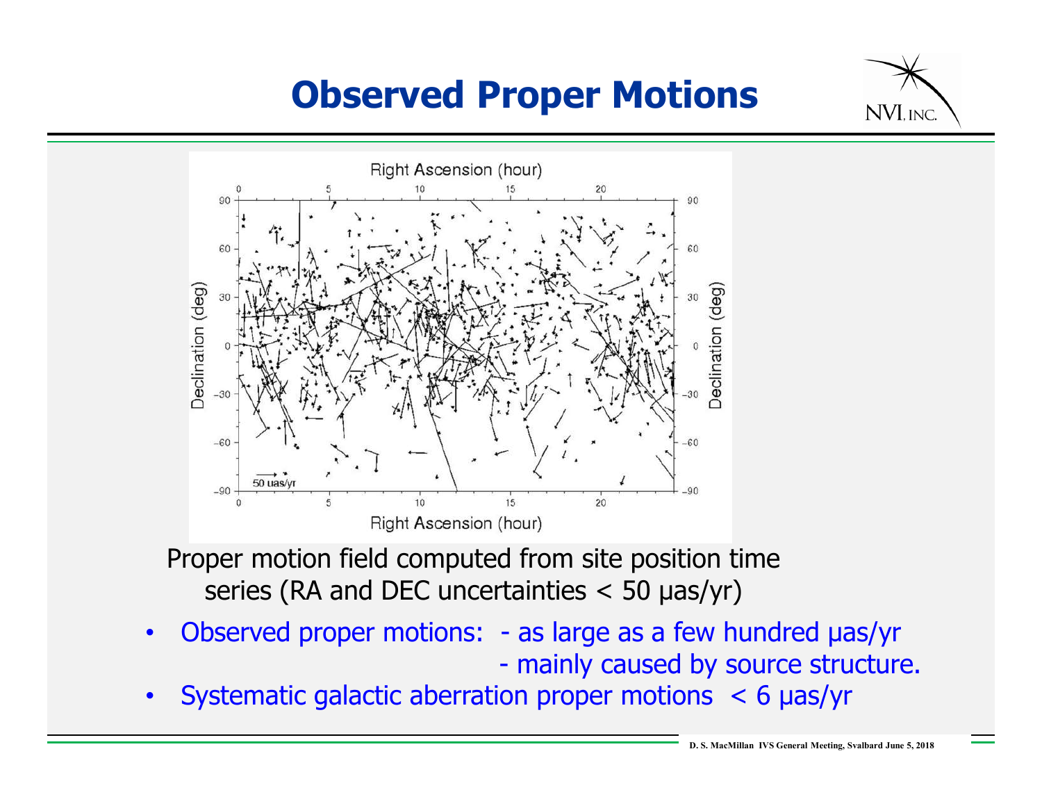# Observed Proper Motions

Proper motion field computed from site position time series (RA and DEC uncertainties < 50 μas/yr)

- Observed proper motions: - as large as a few hundred μas/yr
  - mainly caused by source structure.
- Systematic galactic aberration proper motions < 6 μas/yr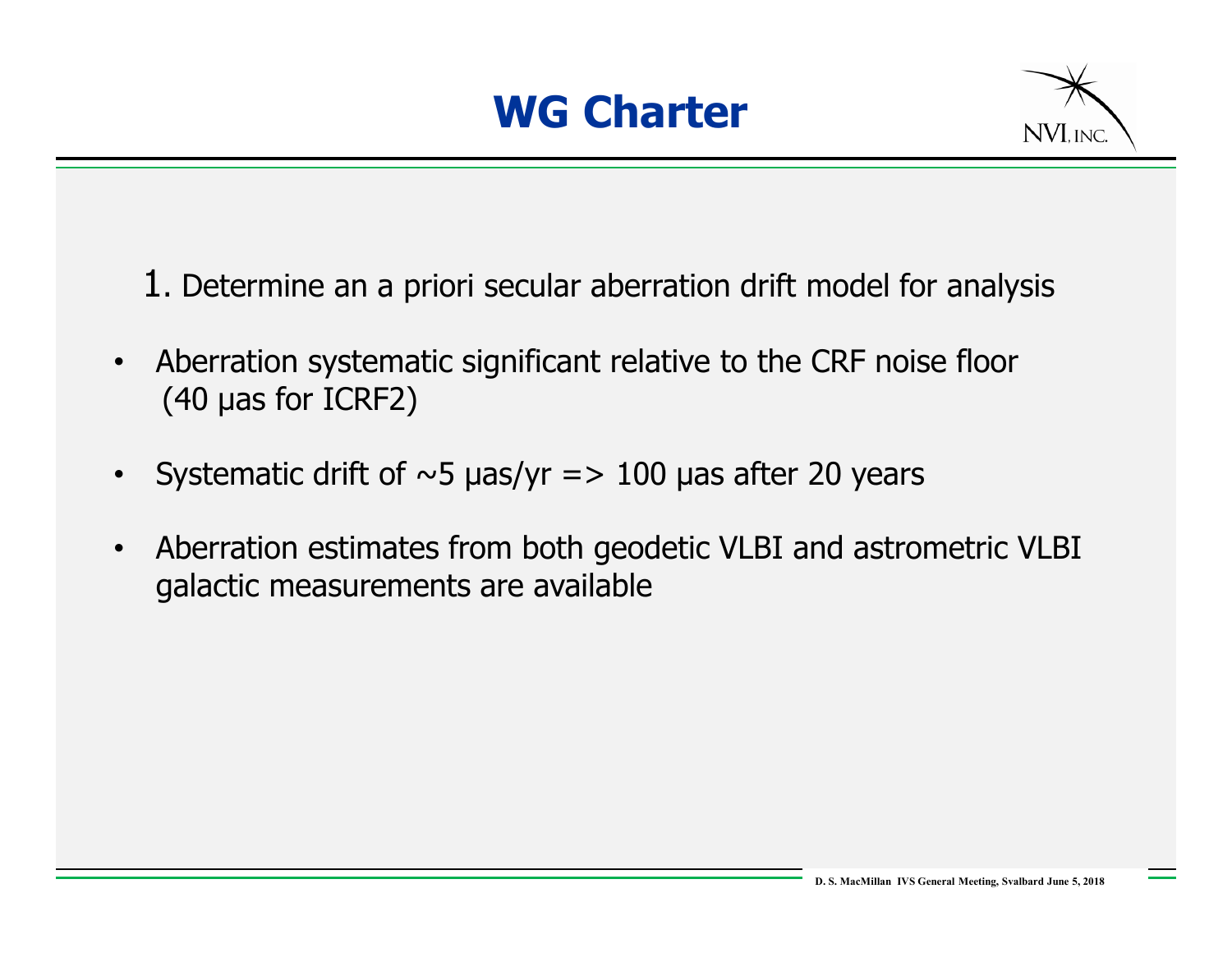# WG Charter

1. Determine an a priori secular aberration drift model for analysis

- Aberration systematic significant relative to the CRF noise floor (40 µas for ICRF2)
- Systematic drift of ~5 µas/yr => 100 µas after 20 years
- Aberration estimates from both geodetic VLBI and astrometric VLBI galactic measurements are available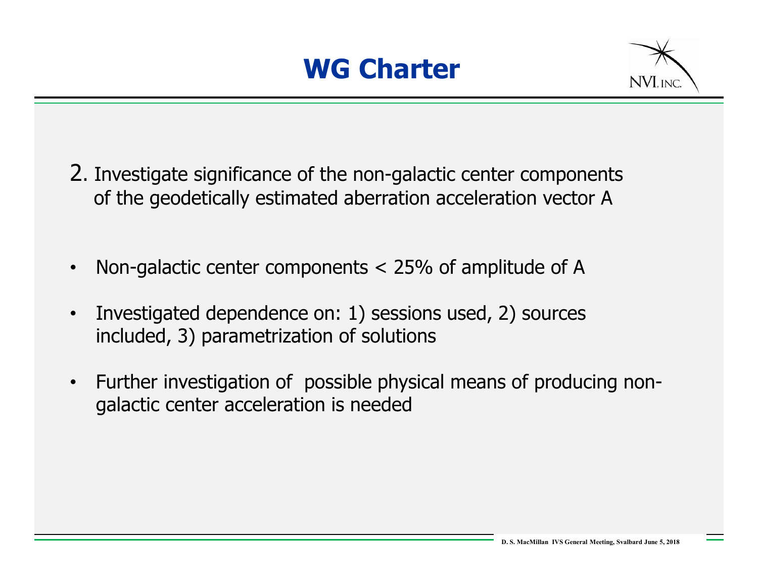# WG Charter

2. Investigate significance of the non-galactic center components of the geodetically estimated aberration acceleration vector A

- Non-galactic center components < 25% of amplitude of A
- Investigated dependence on: 1) sessions used, 2) sources included, 3) parametrization of solutions
- Further investigation of possible physical means of producing non-galactic center acceleration is needed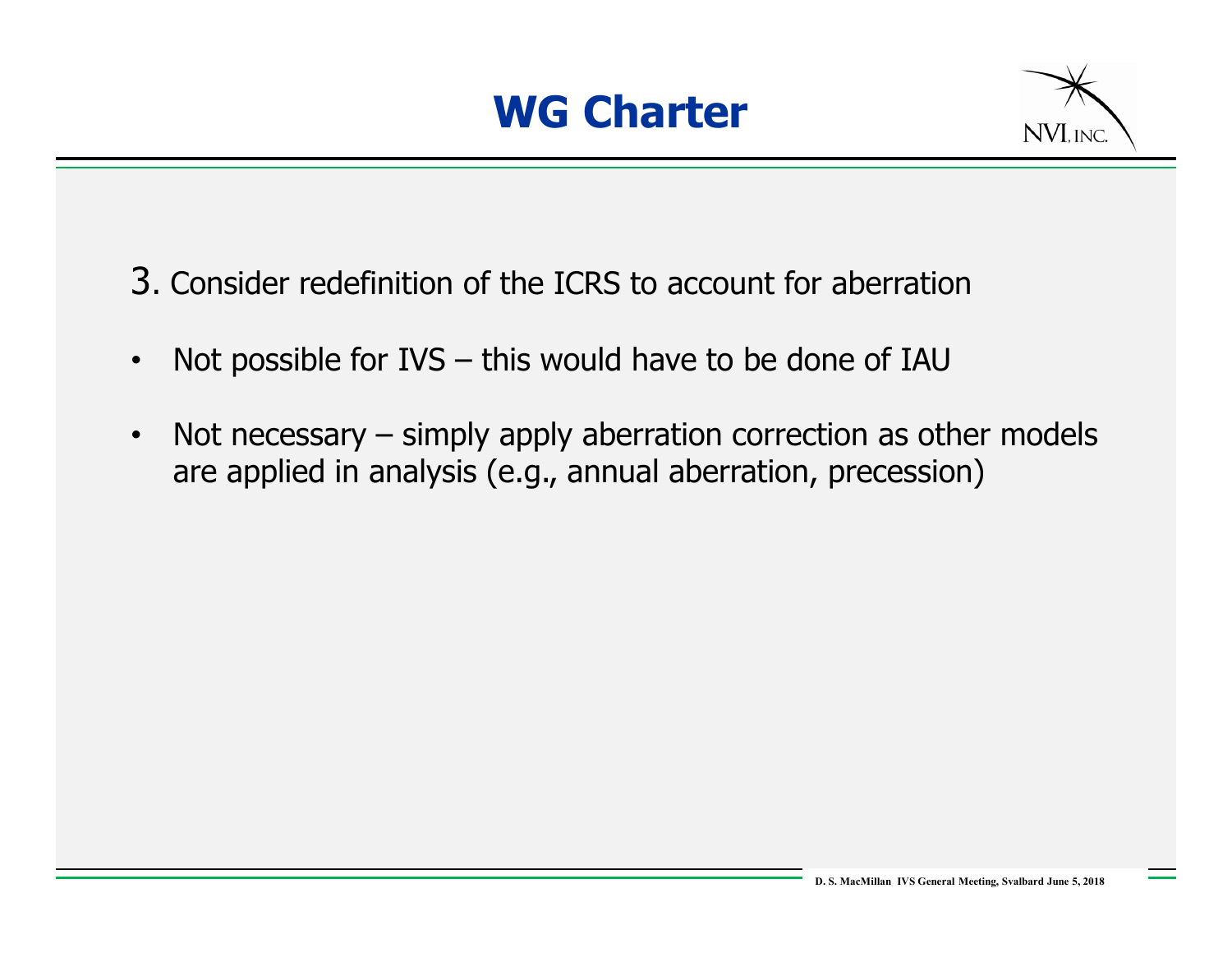# WG Charter

3. Consider redefinition of the ICRS to account for aberration

- Not possible for IVS – this would have to be done of IAU
- Not necessary – simply apply aberration correction as other models are applied in analysis (e.g., annual aberration, precession)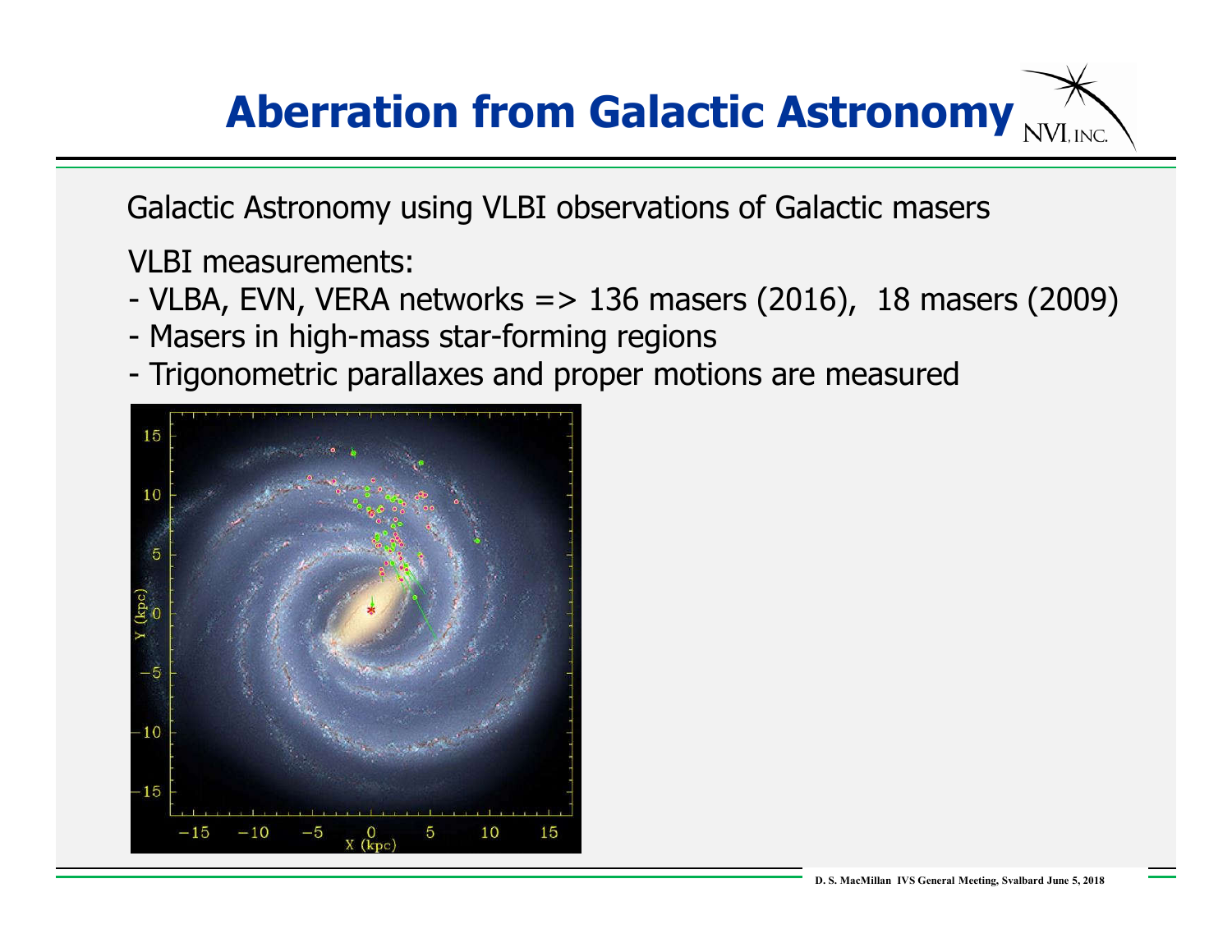# Aberration from Galactic Astronomy

Galactic Astronomy using VLBI observations of Galactic masers

VLBI measurements:

- VLBA, EVN, VERA networks => 136 masers (2016), 18 masers (2009)
- Masers in high-mass star-forming regions
- Trigonometric parallaxes and proper motions are measured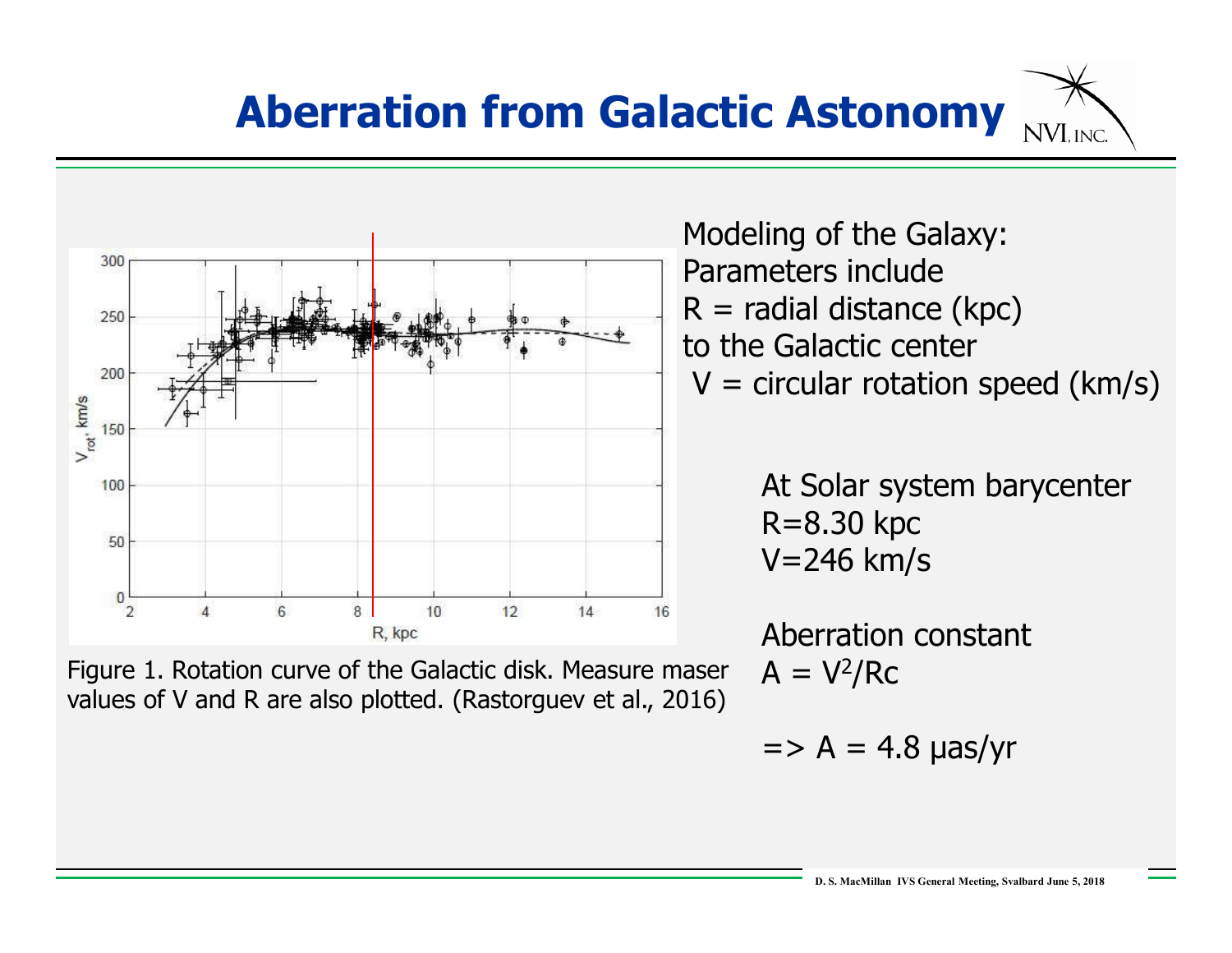# Aberration from Galactic Astonomy

Figure 1. Rotation curve of the Galactic disk. Measure maser values of V and R are also plotted. (Rastorguev et al., 2016)

Modeling of the Galaxy:
Parameters include
R = radial distance (kpc) to the Galactic center
V = circular rotation speed (km/s)

At Solar system barycenter
R=8.30 kpc
V=246 km/s

Aberration constant
$A = V^2/Rc$

=> A = 4.8 μas/yr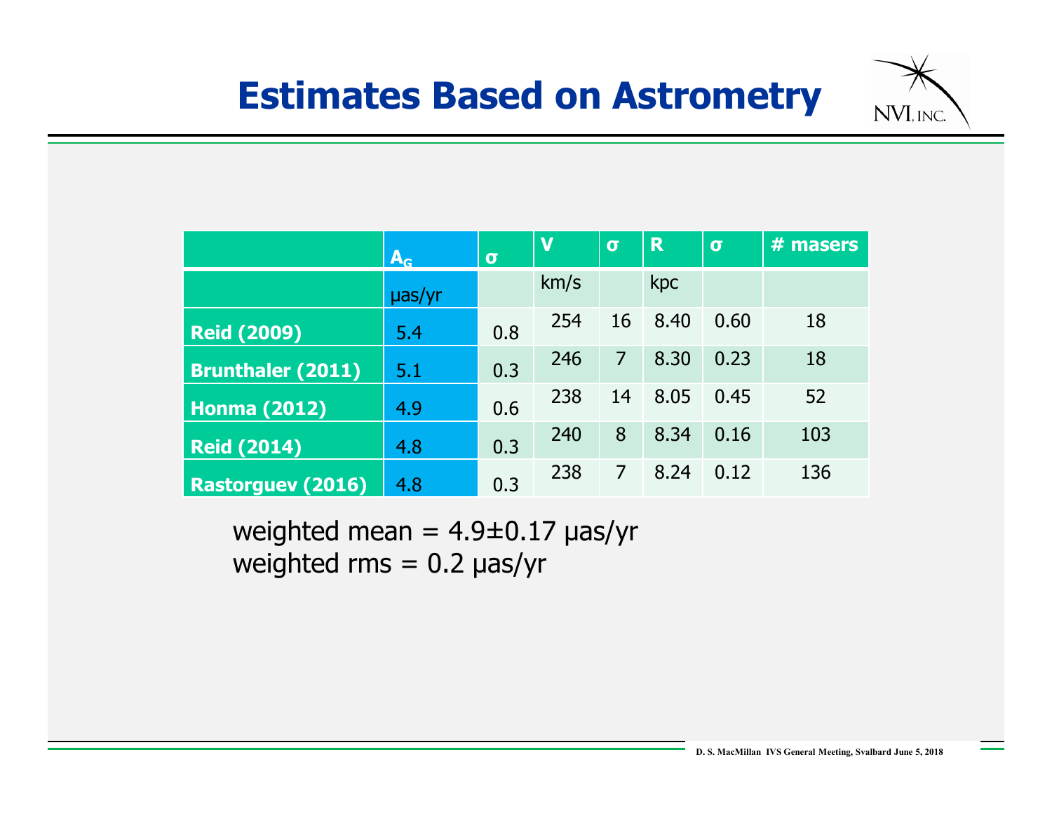# Estimates Based on Astrometry

| | $A_G$ | σ | V | σ | R | σ | # masers |
|---|---|---|---|---|---|---|---|
| | μas/yr | | km/s | | kpc | | |
| **Reid (2009)** | 5.4 | 0.8 | 254 | 16 | 8.40 | 0.60 | 18 |
| **Brunthaler (2011)** | 5.1 | 0.3 | 246 | 7 | 8.30 | 0.23 | 18 |
| **Honma (2012)** | 4.9 | 0.6 | 238 | 14 | 8.05 | 0.45 | 52 |
| **Reid (2014)** | 4.8 | 0.3 | 240 | 8 | 8.34 | 0.16 | 103 |
| **Rastorguev (2016)** | 4.8 | 0.3 | 238 | 7 | 8.24 | 0.12 | 136 |

weighted mean = 4.9±0.17 μas/yr
weighted rms = 0.2 μas/yr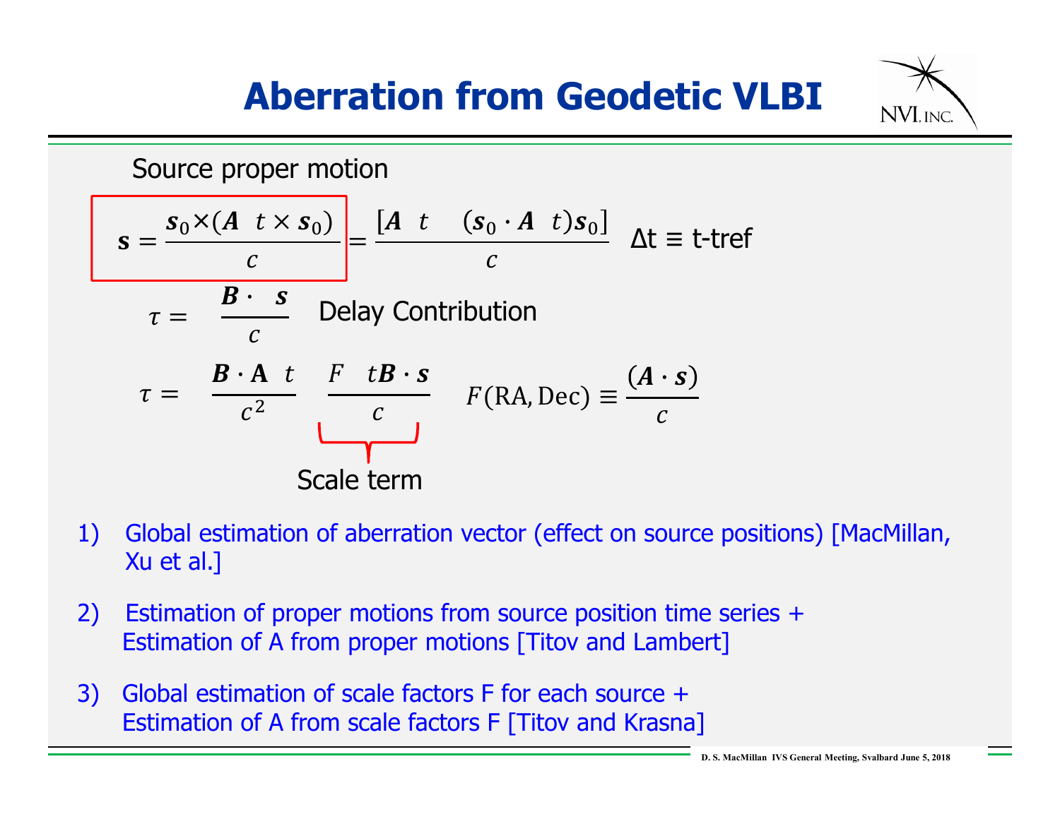# Aberration from Geodetic VLBI

Source proper motion

$$\mathbf{s} = \frac{\mathbf{s}_0 \times (\mathbf{A}\ \ t \times \mathbf{s}_0)}{c} = \frac{[\mathbf{A}\ \ t \quad (\mathbf{s}_0 \cdot \mathbf{A}\ \ t)\mathbf{s}_0]}{c} \quad \Delta\text{t} \equiv \text{t-tref}$$

$$\tau = \frac{\mathbf{B} \cdot \ \ \mathbf{s}}{c} \quad \text{Delay Contribution}$$

$$\tau = \frac{\mathbf{B} \cdot \mathbf{A}\ \ t}{c^2} \quad \frac{F \quad t\mathbf{B} \cdot \mathbf{s}}{c} \quad F(\text{RA, Dec}) \equiv \frac{(\mathbf{A} \cdot \mathbf{s})}{c}$$

Scale term

1) Global estimation of aberration vector (effect on source positions) [MacMillan, Xu et al.]

2) Estimation of proper motions from source position time series + Estimation of A from proper motions [Titov and Lambert]

3) Global estimation of scale factors F for each source + Estimation of A from scale factors F [Titov and Krasna]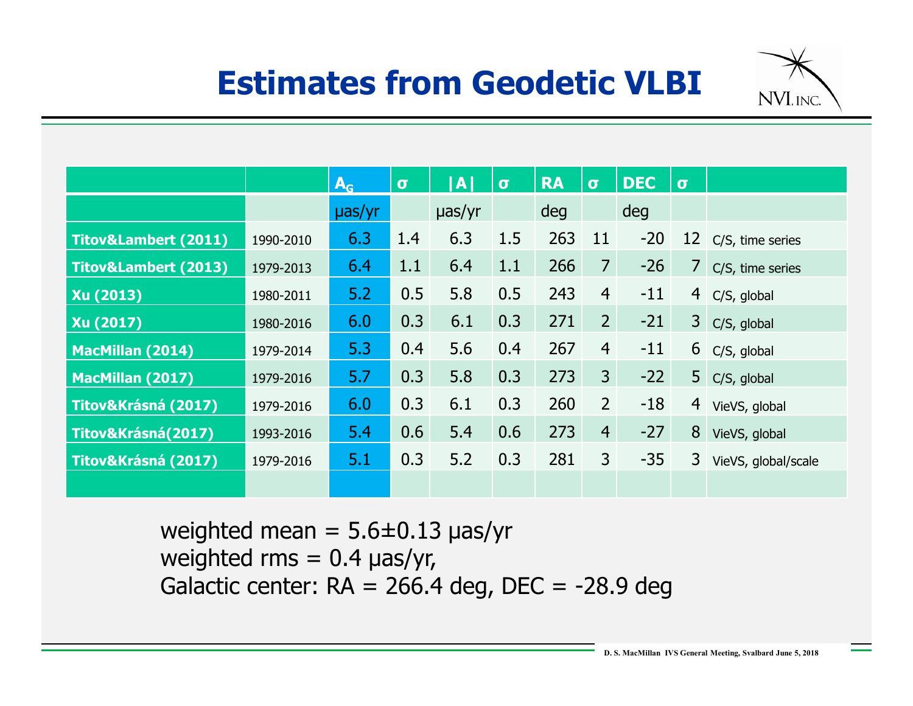# Estimates from Geodetic VLBI

| | | $A_G$ | σ | \|A\| | σ | RA | σ | DEC | σ | |
|---|---|---|---|---|---|---|---|---|---|---|
| | | µas/yr | | µas/yr | | deg | | deg | | |
| **Titov&Lambert (2011)** | 1990-2010 | 6.3 | 1.4 | 6.3 | 1.5 | 263 | 11 | -20 | 12 | C/S, time series |
| **Titov&Lambert (2013)** | 1979-2013 | 6.4 | 1.1 | 6.4 | 1.1 | 266 | 7 | -26 | 7 | C/S, time series |
| **Xu (2013)** | 1980-2011 | 5.2 | 0.5 | 5.8 | 0.5 | 243 | 4 | -11 | 4 | C/S, global |
| **Xu (2017)** | 1980-2016 | 6.0 | 0.3 | 6.1 | 0.3 | 271 | 2 | -21 | 3 | C/S, global |
| **MacMillan (2014)** | 1979-2014 | 5.3 | 0.4 | 5.6 | 0.4 | 267 | 4 | -11 | 6 | C/S, global |
| **MacMillan (2017)** | 1979-2016 | 5.7 | 0.3 | 5.8 | 0.3 | 273 | 3 | -22 | 5 | C/S, global |
| **Titov&Krásná (2017)** | 1979-2016 | 6.0 | 0.3 | 6.1 | 0.3 | 260 | 2 | -18 | 4 | VieVS, global |
| **Titov&Krásná(2017)** | 1993-2016 | 5.4 | 0.6 | 5.4 | 0.6 | 273 | 4 | -27 | 8 | VieVS, global |
| **Titov&Krásná (2017)** | 1979-2016 | 5.1 | 0.3 | 5.2 | 0.3 | 281 | 3 | -35 | 3 | VieVS, global/scale |
| | | | | | | | | | | |

weighted mean = 5.6±0.13 µas/yr
weighted rms = 0.4 µas/yr,
Galactic center: RA = 266.4 deg, DEC = -28.9 deg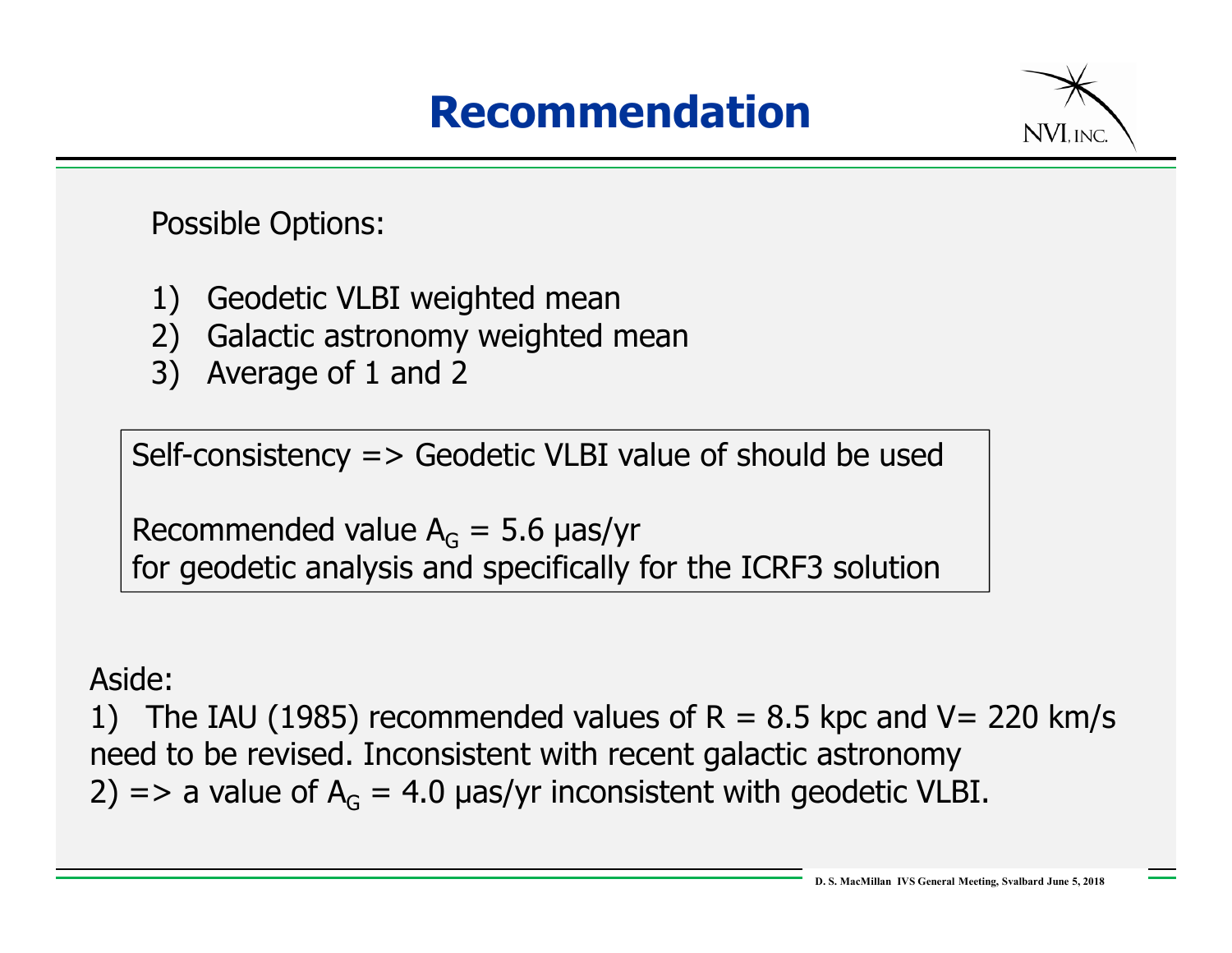# Recommendation

Possible Options:

1) Geodetic VLBI weighted mean
2) Galactic astronomy weighted mean
3) Average of 1 and 2

Self-consistency => Geodetic VLBI value of should be used

Recommended value $A_G$ = 5.6 µas/yr
for geodetic analysis and specifically for the ICRF3 solution

Aside:
1) The IAU (1985) recommended values of R = 8.5 kpc and V= 220 km/s need to be revised. Inconsistent with recent galactic astronomy
2) => a value of $A_G$ = 4.0 µas/yr inconsistent with geodetic VLBI.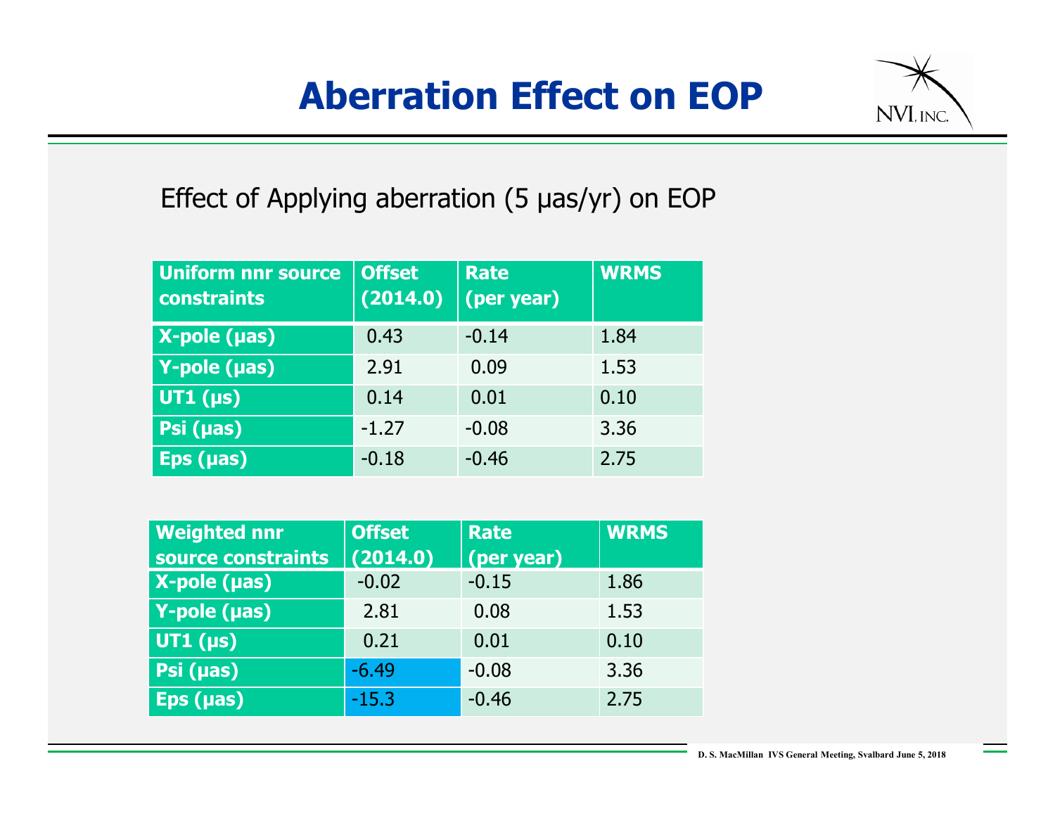# Aberration Effect on EOP

Effect of Applying aberration (5 µas/yr) on EOP

| Uniform nnr source constraints | Offset (2014.0) | Rate (per year) | WRMS |
|---|---|---|---|
| X-pole (µas) | 0.43 | -0.14 | 1.84 |
| Y-pole (µas) | 2.91 | 0.09 | 1.53 |
| UT1 (µs) | 0.14 | 0.01 | 0.10 |
| Psi (µas) | -1.27 | -0.08 | 3.36 |
| Eps (µas) | -0.18 | -0.46 | 2.75 |

| Weighted nnr source constraints | Offset (2014.0) | Rate (per year) | WRMS |
|---|---|---|---|
| X-pole (µas) | -0.02 | -0.15 | 1.86 |
| Y-pole (µas) | 2.81 | 0.08 | 1.53 |
| UT1 (µs) | 0.21 | 0.01 | 0.10 |
| Psi (µas) | -6.49 | -0.08 | 3.36 |
| Eps (µas) | -15.3 | -0.46 | 2.75 |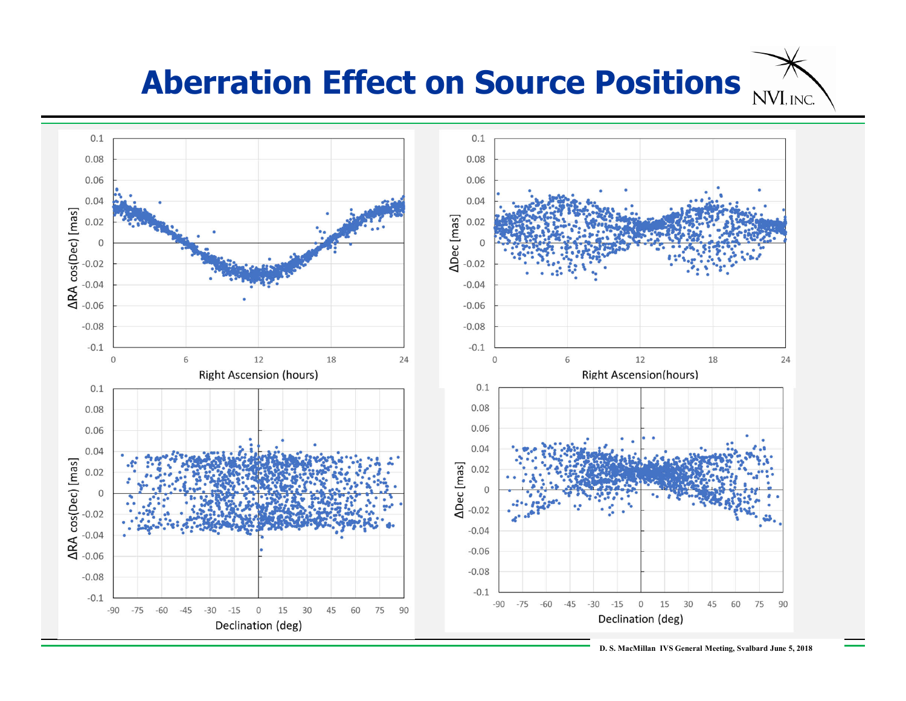# Aberration Effect on Source Positions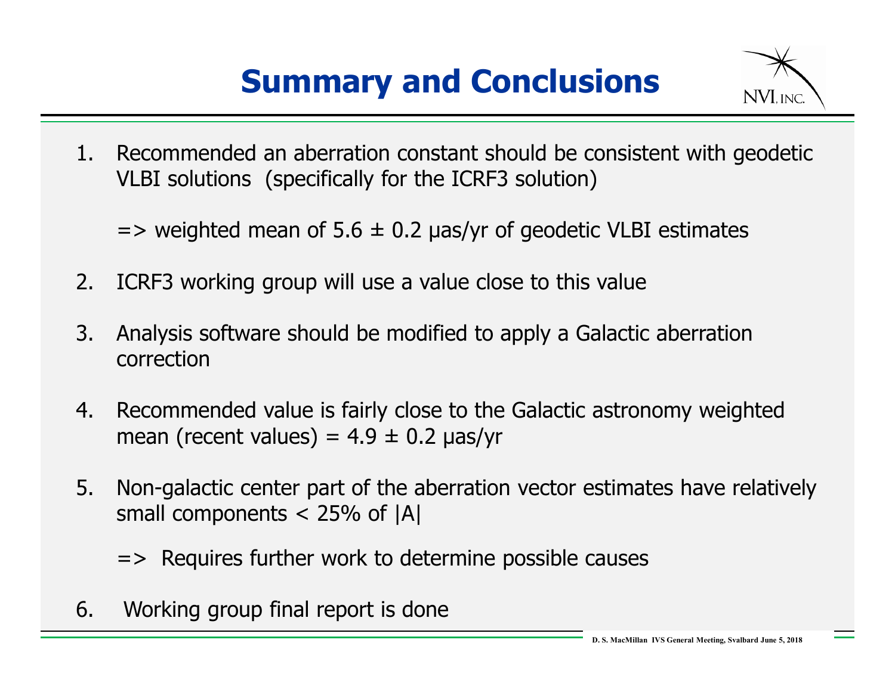# Summary and Conclusions

1. Recommended an aberration constant should be consistent with geodetic VLBI solutions (specifically for the ICRF3 solution)

   => weighted mean of 5.6 ± 0.2 μas/yr of geodetic VLBI estimates

2. ICRF3 working group will use a value close to this value

3. Analysis software should be modified to apply a Galactic aberration correction

4. Recommended value is fairly close to the Galactic astronomy weighted mean (recent values) = 4.9 ± 0.2 μas/yr

5. Non-galactic center part of the aberration vector estimates have relatively small components < 25% of |A|

   => Requires further work to determine possible causes

6. Working group final report is done

D. S. MacMillan IVS General Meeting, Svalbard June 5, 2018